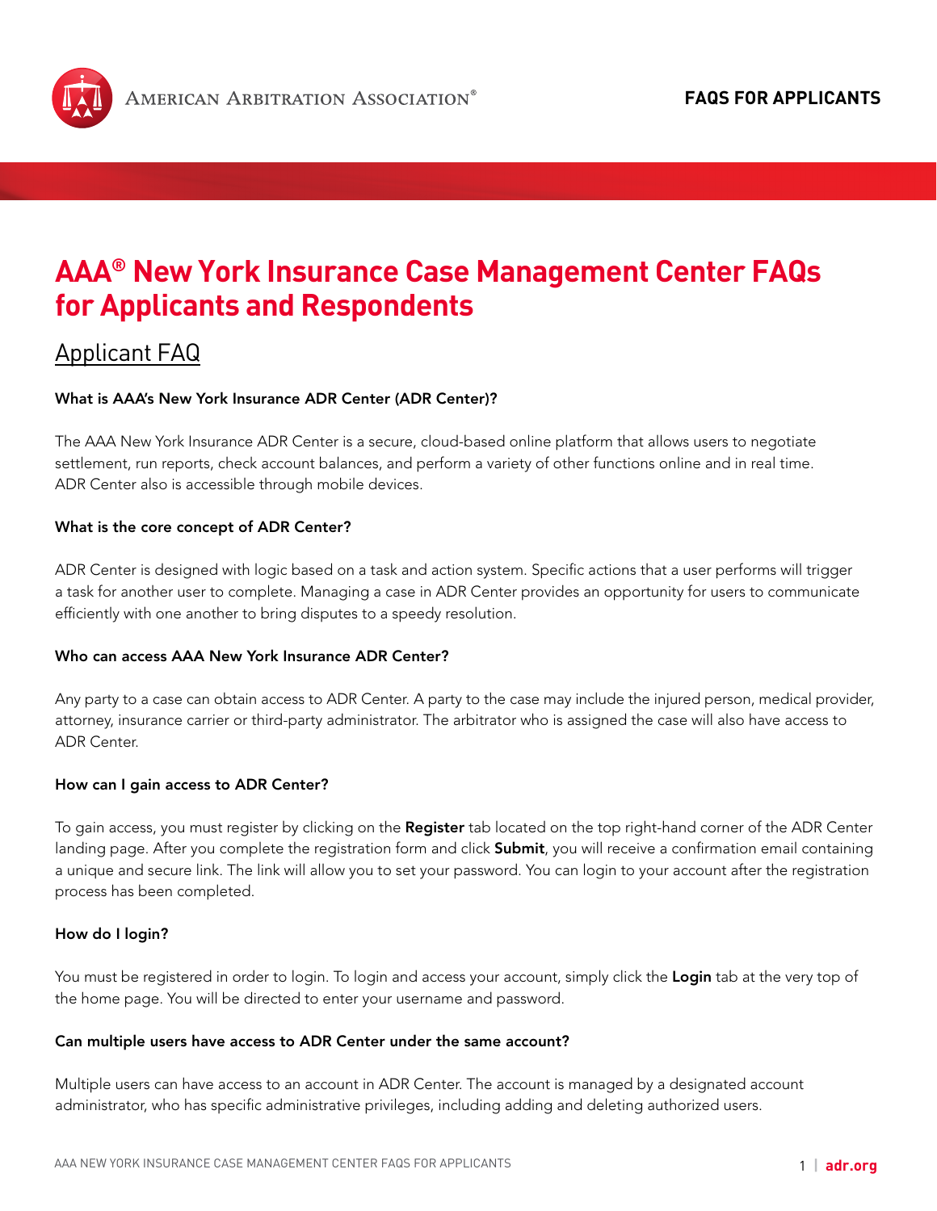# AAA® New York Insurance Case Management Center FAQs for Applicants and Respondents

## Applicant FAQ

**What is AAA's New York Insurance ADR Center (ADR Center)?**

The AAA New York Insurance ADR Center is a secure, cloud-based online platform that allows users to negotiate settlement, run reports, check account balances, and perform a variety of other functions online and in real time. ADR Center also is accessible through mobile devices.

**What is the core concept of ADR Center?**

ADR Center is designed with logic based on a task and action system. Specific actions that a user performs will trigger a task for another user to complete. Managing a case in ADR Center provides an opportunity for users to communicate efficiently with one another to bring disputes to a speedy resolution.

**Who can access AAA New York Insurance ADR Center?**

Any party to a case can obtain access to ADR Center. A party to the case may include the injured person, medical provider, attorney, insurance carrier or third-party administrator. The arbitrator who is assigned the case will also have access to ADR Center.

**How can I gain access to ADR Center?**

To gain access, you must register by clicking on the **Register** tab located on the top right-hand corner of the ADR Center landing page. After you complete the registration form and click **Submit**, you will receive a confirmation email containing a unique and secure link. The link will allow you to set your password. You can login to your account after the registration process has been completed.

**How do I login?**

You must be registered in order to login. To login and access your account, simply click the **Login** tab at the very top of the home page. You will be directed to enter your username and password.

**Can multiple users have access to ADR Center under the same account?**

Multiple users can have access to an account in ADR Center. The account is managed by a designated account administrator, who has specific administrative privileges, including adding and deleting authorized users.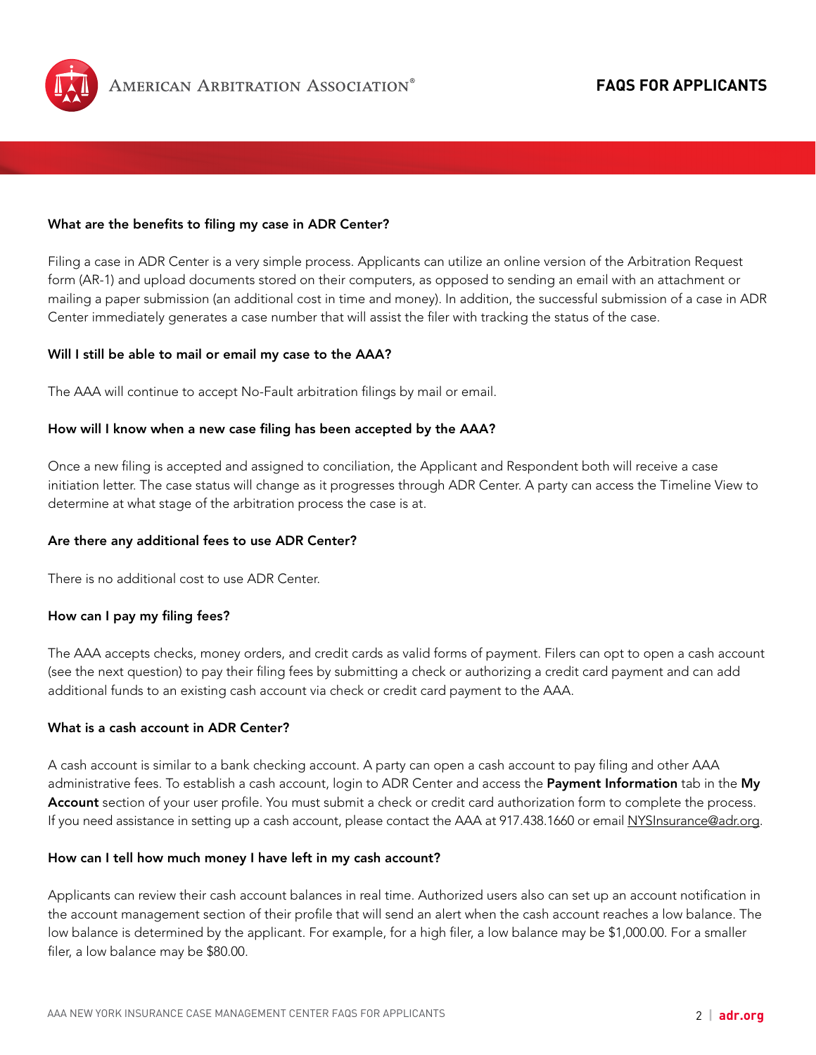### What are the benefits to filing my case in ADR Center?

Filing a case in ADR Center is a very simple process. Applicants can utilize an online version of the Arbitration Request form (AR-1) and upload documents stored on their computers, as opposed to sending an email with an attachment or mailing a paper submission (an additional cost in time and money). In addition, the successful submission of a case in ADR Center immediately generates a case number that will assist the filer with tracking the status of the case.

### Will I still be able to mail or email my case to the AAA?

The AAA will continue to accept No-Fault arbitration filings by mail or email.

### How will I know when a new case filing has been accepted by the AAA?

Once a new filing is accepted and assigned to conciliation, the Applicant and Respondent both will receive a case initiation letter. The case status will change as it progresses through ADR Center. A party can access the Timeline View to determine at what stage of the arbitration process the case is at.

### Are there any additional fees to use ADR Center?

There is no additional cost to use ADR Center.

### How can I pay my filing fees?

The AAA accepts checks, money orders, and credit cards as valid forms of payment. Filers can opt to open a cash account (see the next question) to pay their filing fees by submitting a check or authorizing a credit card payment and can add additional funds to an existing cash account via check or credit card payment to the AAA.

### What is a cash account in ADR Center?

A cash account is similar to a bank checking account. A party can open a cash account to pay filing and other AAA administrative fees. To establish a cash account, login to ADR Center and access the **Payment Information** tab in the **My Account** section of your user profile. You must submit a check or credit card authorization form to complete the process. If you need assistance in setting up a cash account, please contact the AAA at 917.438.1660 or email NYSInsurance@adr.org.

### How can I tell how much money I have left in my cash account?

Applicants can review their cash account balances in real time. Authorized users also can set up an account notification in the account management section of their profile that will send an alert when the cash account reaches a low balance. The low balance is determined by the applicant. For example, for a high filer, a low balance may be $1,000.00. For a smaller filer, a low balance may be $80.00.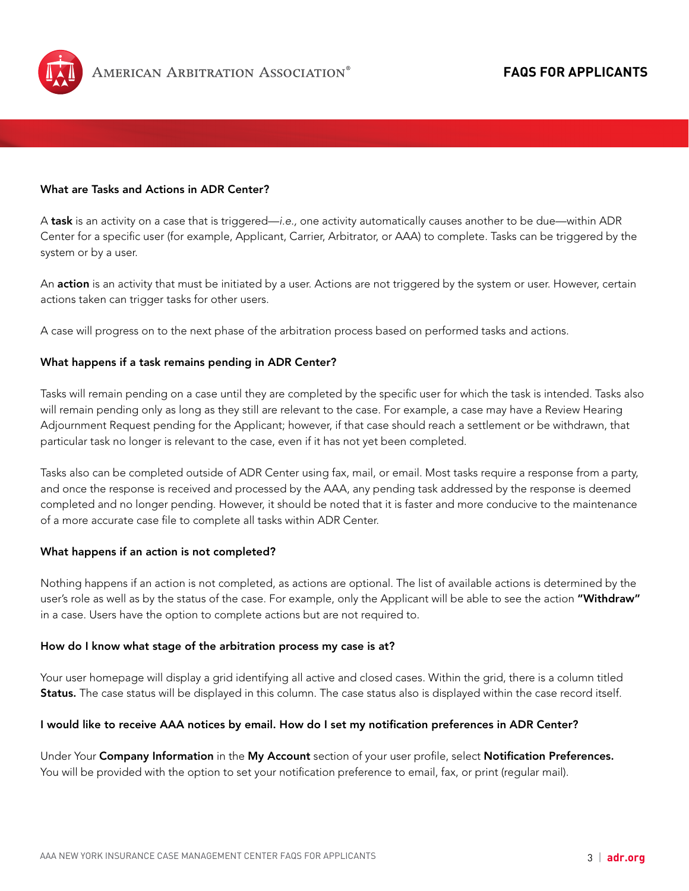### What are Tasks and Actions in ADR Center?

A **task** is an activity on a case that is triggered—*i.e.*, one activity automatically causes another to be due—within ADR Center for a specific user (for example, Applicant, Carrier, Arbitrator, or AAA) to complete. Tasks can be triggered by the system or by a user.

An **action** is an activity that must be initiated by a user. Actions are not triggered by the system or user. However, certain actions taken can trigger tasks for other users.

A case will progress on to the next phase of the arbitration process based on performed tasks and actions.

### What happens if a task remains pending in ADR Center?

Tasks will remain pending on a case until they are completed by the specific user for which the task is intended. Tasks also will remain pending only as long as they still are relevant to the case. For example, a case may have a Review Hearing Adjournment Request pending for the Applicant; however, if that case should reach a settlement or be withdrawn, that particular task no longer is relevant to the case, even if it has not yet been completed.

Tasks also can be completed outside of ADR Center using fax, mail, or email. Most tasks require a response from a party, and once the response is received and processed by the AAA, any pending task addressed by the response is deemed completed and no longer pending. However, it should be noted that it is faster and more conducive to the maintenance of a more accurate case file to complete all tasks within ADR Center.

### What happens if an action is not completed?

Nothing happens if an action is not completed, as actions are optional. The list of available actions is determined by the user's role as well as by the status of the case. For example, only the Applicant will be able to see the action **"Withdraw"** in a case. Users have the option to complete actions but are not required to.

### How do I know what stage of the arbitration process my case is at?

Your user homepage will display a grid identifying all active and closed cases. Within the grid, there is a column titled **Status.** The case status will be displayed in this column. The case status also is displayed within the case record itself.

### I would like to receive AAA notices by email. How do I set my notification preferences in ADR Center?

Under Your **Company Information** in the **My Account** section of your user profile, select **Notification Preferences.** You will be provided with the option to set your notification preference to email, fax, or print (regular mail).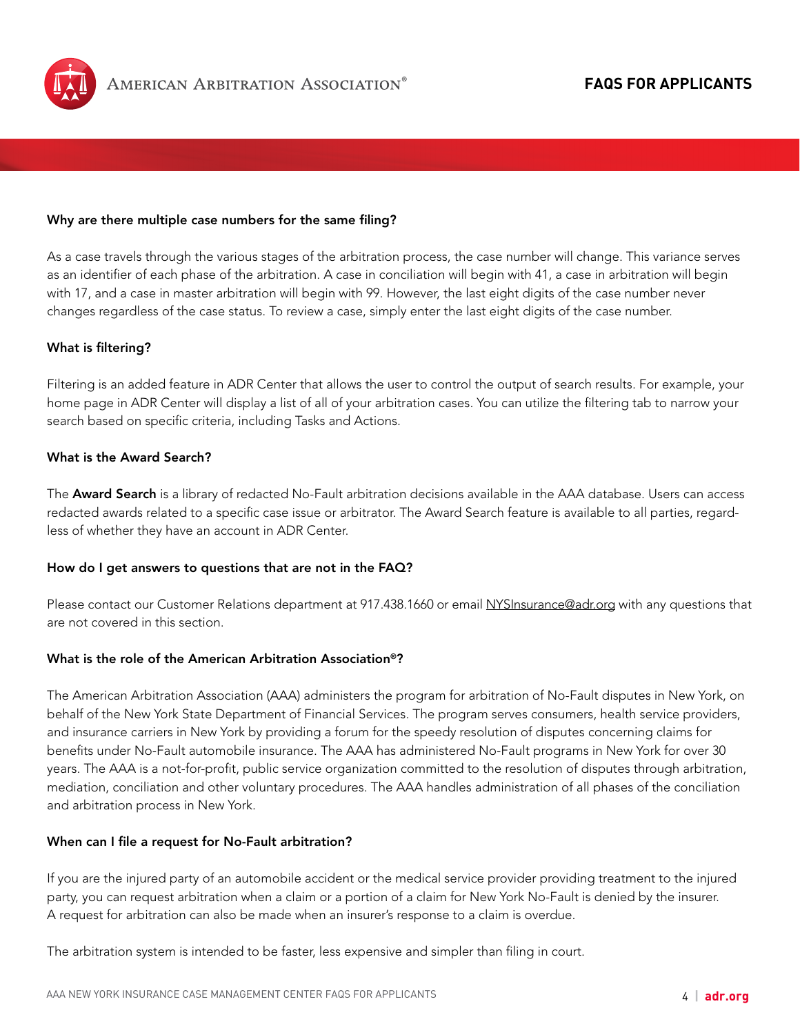### Why are there multiple case numbers for the same filing?

As a case travels through the various stages of the arbitration process, the case number will change. This variance serves as an identifier of each phase of the arbitration. A case in conciliation will begin with 41, a case in arbitration will begin with 17, and a case in master arbitration will begin with 99. However, the last eight digits of the case number never changes regardless of the case status. To review a case, simply enter the last eight digits of the case number.

### What is filtering?

Filtering is an added feature in ADR Center that allows the user to control the output of search results. For example, your home page in ADR Center will display a list of all of your arbitration cases. You can utilize the filtering tab to narrow your search based on specific criteria, including Tasks and Actions.

### What is the Award Search?

The **Award Search** is a library of redacted No-Fault arbitration decisions available in the AAA database. Users can access redacted awards related to a specific case issue or arbitrator. The Award Search feature is available to all parties, regardless of whether they have an account in ADR Center.

### How do I get answers to questions that are not in the FAQ?

Please contact our Customer Relations department at 917.438.1660 or email NYSInsurance@adr.org with any questions that are not covered in this section.

### What is the role of the American Arbitration Association®?

The American Arbitration Association (AAA) administers the program for arbitration of No-Fault disputes in New York, on behalf of the New York State Department of Financial Services. The program serves consumers, health service providers, and insurance carriers in New York by providing a forum for the speedy resolution of disputes concerning claims for benefits under No-Fault automobile insurance. The AAA has administered No-Fault programs in New York for over 30 years. The AAA is a not-for-profit, public service organization committed to the resolution of disputes through arbitration, mediation, conciliation and other voluntary procedures. The AAA handles administration of all phases of the conciliation and arbitration process in New York.

### When can I file a request for No-Fault arbitration?

If you are the injured party of an automobile accident or the medical service provider providing treatment to the injured party, you can request arbitration when a claim or a portion of a claim for New York No-Fault is denied by the insurer. A request for arbitration can also be made when an insurer's response to a claim is overdue.

The arbitration system is intended to be faster, less expensive and simpler than filing in court.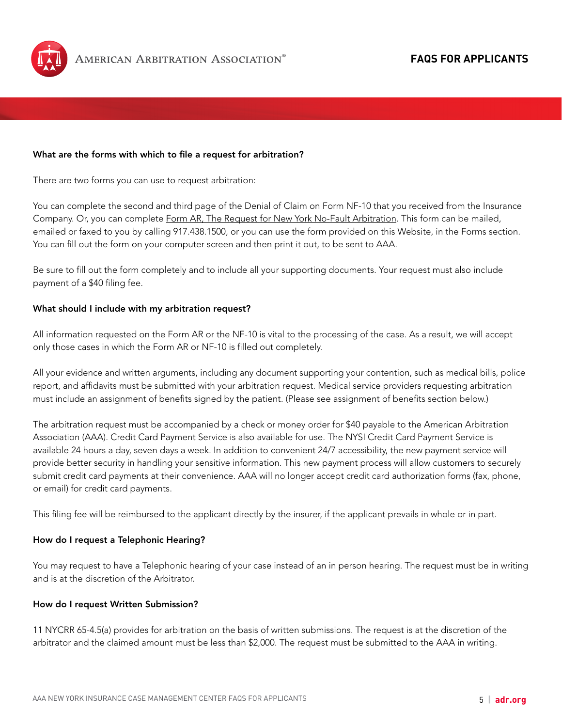**What are the forms with which to file a request for arbitration?**

There are two forms you can use to request arbitration:

You can complete the second and third page of the Denial of Claim on Form NF-10 that you received from the Insurance Company. Or, you can complete Form AR, The Request for New York No-Fault Arbitration. This form can be mailed, emailed or faxed to you by calling 917.438.1500, or you can use the form provided on this Website, in the Forms section. You can fill out the form on your computer screen and then print it out, to be sent to AAA.

Be sure to fill out the form completely and to include all your supporting documents. Your request must also include payment of a $40 filing fee.

**What should I include with my arbitration request?**

All information requested on the Form AR or the NF-10 is vital to the processing of the case. As a result, we will accept only those cases in which the Form AR or NF-10 is filled out completely.

All your evidence and written arguments, including any document supporting your contention, such as medical bills, police report, and affidavits must be submitted with your arbitration request. Medical service providers requesting arbitration must include an assignment of benefits signed by the patient. (Please see assignment of benefits section below.)

The arbitration request must be accompanied by a check or money order for $40 payable to the American Arbitration Association (AAA). Credit Card Payment Service is also available for use. The NYSI Credit Card Payment Service is available 24 hours a day, seven days a week. In addition to convenient 24/7 accessibility, the new payment service will provide better security in handling your sensitive information. This new payment process will allow customers to securely submit credit card payments at their convenience. AAA will no longer accept credit card authorization forms (fax, phone, or email) for credit card payments.

This filing fee will be reimbursed to the applicant directly by the insurer, if the applicant prevails in whole or in part.

**How do I request a Telephonic Hearing?**

You may request to have a Telephonic hearing of your case instead of an in person hearing. The request must be in writing and is at the discretion of the Arbitrator.

**How do I request Written Submission?**

11 NYCRR 65-4.5(a) provides for arbitration on the basis of written submissions. The request is at the discretion of the arbitrator and the claimed amount must be less than $2,000. The request must be submitted to the AAA in writing.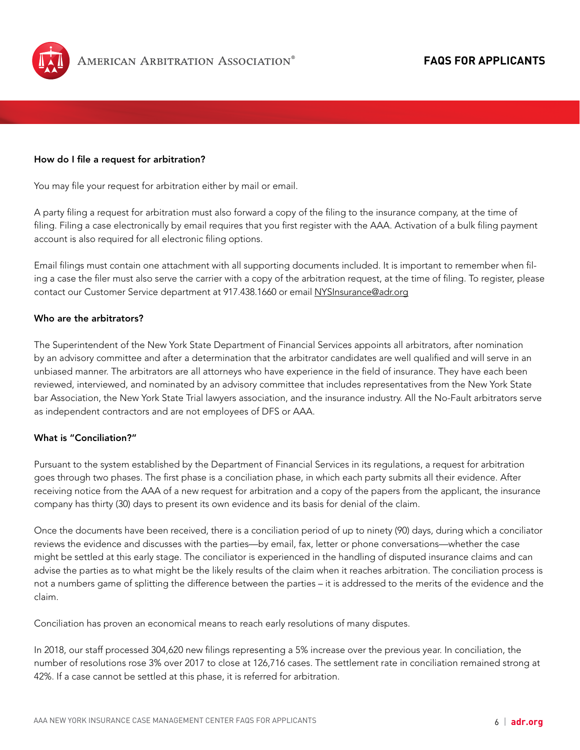### How do I file a request for arbitration?

You may file your request for arbitration either by mail or email.

A party filing a request for arbitration must also forward a copy of the filing to the insurance company, at the time of filing. Filing a case electronically by email requires that you first register with the AAA. Activation of a bulk filing payment account is also required for all electronic filing options.

Email filings must contain one attachment with all supporting documents included. It is important to remember when filing a case the filer must also serve the carrier with a copy of the arbitration request, at the time of filing. To register, please contact our Customer Service department at 917.438.1660 or email NYSInsurance@adr.org

### Who are the arbitrators?

The Superintendent of the New York State Department of Financial Services appoints all arbitrators, after nomination by an advisory committee and after a determination that the arbitrator candidates are well qualified and will serve in an unbiased manner. The arbitrators are all attorneys who have experience in the field of insurance. They have each been reviewed, interviewed, and nominated by an advisory committee that includes representatives from the New York State bar Association, the New York State Trial lawyers association, and the insurance industry. All the No-Fault arbitrators serve as independent contractors and are not employees of DFS or AAA.

### What is "Conciliation?"

Pursuant to the system established by the Department of Financial Services in its regulations, a request for arbitration goes through two phases. The first phase is a conciliation phase, in which each party submits all their evidence. After receiving notice from the AAA of a new request for arbitration and a copy of the papers from the applicant, the insurance company has thirty (30) days to present its own evidence and its basis for denial of the claim.

Once the documents have been received, there is a conciliation period of up to ninety (90) days, during which a conciliator reviews the evidence and discusses with the parties—by email, fax, letter or phone conversations—whether the case might be settled at this early stage. The conciliator is experienced in the handling of disputed insurance claims and can advise the parties as to what might be the likely results of the claim when it reaches arbitration. The conciliation process is not a numbers game of splitting the difference between the parties – it is addressed to the merits of the evidence and the claim.

Conciliation has proven an economical means to reach early resolutions of many disputes.

In 2018, our staff processed 304,620 new filings representing a 5% increase over the previous year. In conciliation, the number of resolutions rose 3% over 2017 to close at 126,716 cases. The settlement rate in conciliation remained strong at 42%. If a case cannot be settled at this phase, it is referred for arbitration.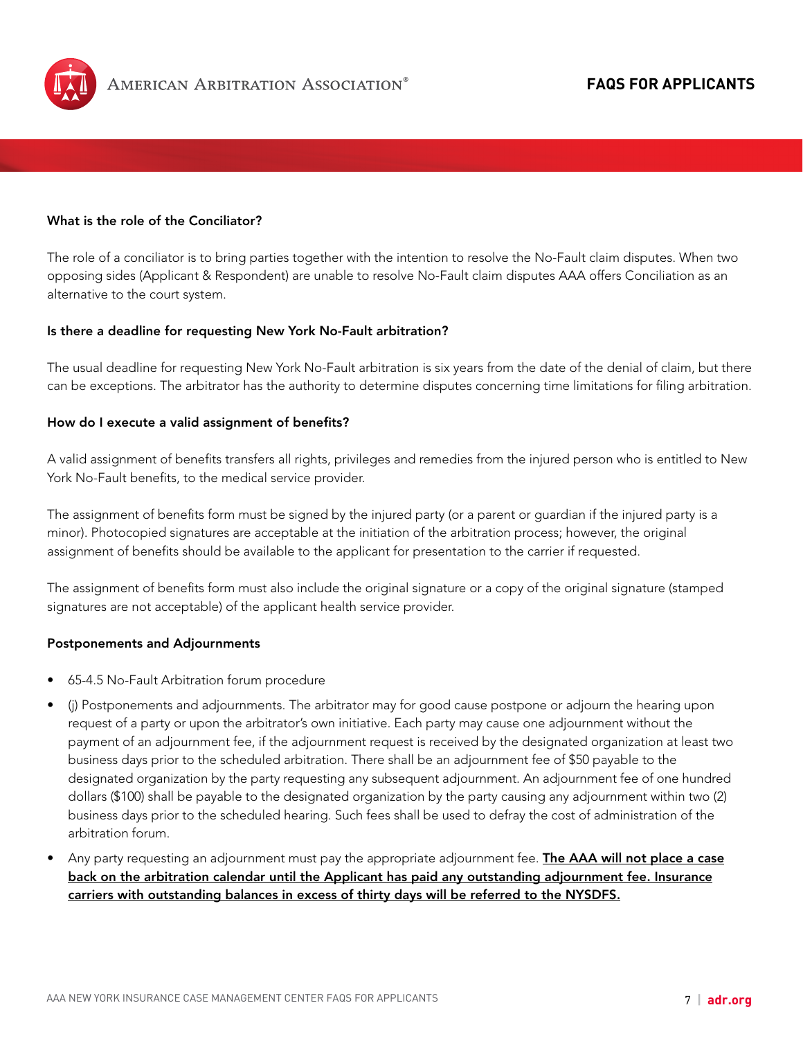**What is the role of the Conciliator?**

The role of a conciliator is to bring parties together with the intention to resolve the No-Fault claim disputes. When two opposing sides (Applicant & Respondent) are unable to resolve No-Fault claim disputes AAA offers Conciliation as an alternative to the court system.

**Is there a deadline for requesting New York No-Fault arbitration?**

The usual deadline for requesting New York No-Fault arbitration is six years from the date of the denial of claim, but there can be exceptions. The arbitrator has the authority to determine disputes concerning time limitations for filing arbitration.

**How do I execute a valid assignment of benefits?**

A valid assignment of benefits transfers all rights, privileges and remedies from the injured person who is entitled to New York No-Fault benefits, to the medical service provider.

The assignment of benefits form must be signed by the injured party (or a parent or guardian if the injured party is a minor). Photocopied signatures are acceptable at the initiation of the arbitration process; however, the original assignment of benefits should be available to the applicant for presentation to the carrier if requested.

The assignment of benefits form must also include the original signature or a copy of the original signature (stamped signatures are not acceptable) of the applicant health service provider.

**Postponements and Adjournments**

- 65-4.5 No-Fault Arbitration forum procedure
- (j) Postponements and adjournments. The arbitrator may for good cause postpone or adjourn the hearing upon request of a party or upon the arbitrator's own initiative. Each party may cause one adjournment without the payment of an adjournment fee, if the adjournment request is received by the designated organization at least two business days prior to the scheduled arbitration. There shall be an adjournment fee of $50 payable to the designated organization by the party requesting any subsequent adjournment. An adjournment fee of one hundred dollars ($100) shall be payable to the designated organization by the party causing any adjournment within two (2) business days prior to the scheduled hearing. Such fees shall be used to defray the cost of administration of the arbitration forum.
- Any party requesting an adjournment must pay the appropriate adjournment fee. **The AAA will not place a case back on the arbitration calendar until the Applicant has paid any outstanding adjournment fee. Insurance carriers with outstanding balances in excess of thirty days will be referred to the NYSDFS.**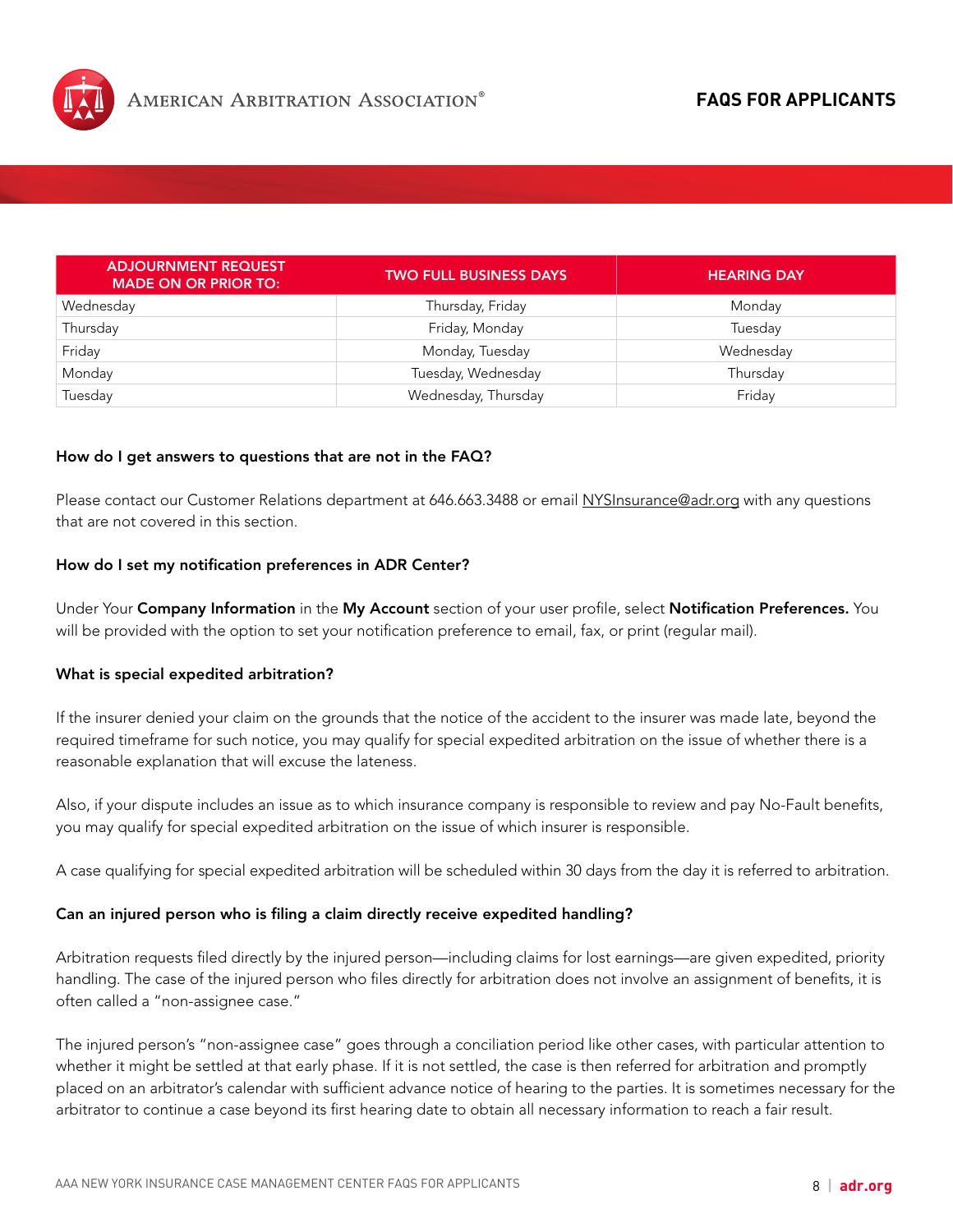| ADJOURNMENT REQUEST MADE ON OR PRIOR TO: | TWO FULL BUSINESS DAYS | HEARING DAY |
|---|---|---|
| Wednesday | Thursday, Friday | Monday |
| Thursday | Friday, Monday | Tuesday |
| Friday | Monday, Tuesday | Wednesday |
| Monday | Tuesday, Wednesday | Thursday |
| Tuesday | Wednesday, Thursday | Friday |

**How do I get answers to questions that are not in the FAQ?**

Please contact our Customer Relations department at 646.663.3488 or email NYSInsurance@adr.org with any questions that are not covered in this section.

**How do I set my notification preferences in ADR Center?**

Under Your **Company Information** in the **My Account** section of your user profile, select **Notification Preferences.** You will be provided with the option to set your notification preference to email, fax, or print (regular mail).

**What is special expedited arbitration?**

If the insurer denied your claim on the grounds that the notice of the accident to the insurer was made late, beyond the required timeframe for such notice, you may qualify for special expedited arbitration on the issue of whether there is a reasonable explanation that will excuse the lateness.

Also, if your dispute includes an issue as to which insurance company is responsible to review and pay No-Fault benefits, you may qualify for special expedited arbitration on the issue of which insurer is responsible.

A case qualifying for special expedited arbitration will be scheduled within 30 days from the day it is referred to arbitration.

**Can an injured person who is filing a claim directly receive expedited handling?**

Arbitration requests filed directly by the injured person—including claims for lost earnings—are given expedited, priority handling. The case of the injured person who files directly for arbitration does not involve an assignment of benefits, it is often called a "non-assignee case."

The injured person's "non-assignee case" goes through a conciliation period like other cases, with particular attention to whether it might be settled at that early phase. If it is not settled, the case is then referred for arbitration and promptly placed on an arbitrator's calendar with sufficient advance notice of hearing to the parties. It is sometimes necessary for the arbitrator to continue a case beyond its first hearing date to obtain all necessary information to reach a fair result.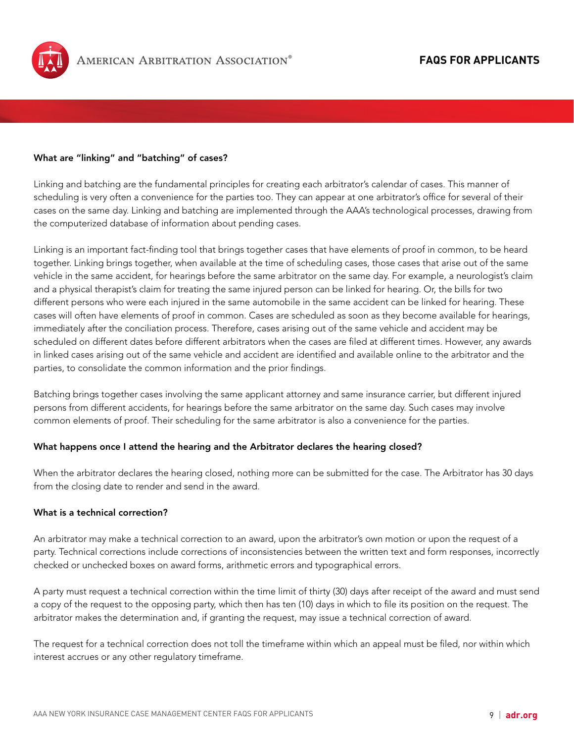### What are "linking" and "batching" of cases?

Linking and batching are the fundamental principles for creating each arbitrator's calendar of cases. This manner of scheduling is very often a convenience for the parties too. They can appear at one arbitrator's office for several of their cases on the same day. Linking and batching are implemented through the AAA's technological processes, drawing from the computerized database of information about pending cases.

Linking is an important fact-finding tool that brings together cases that have elements of proof in common, to be heard together. Linking brings together, when available at the time of scheduling cases, those cases that arise out of the same vehicle in the same accident, for hearings before the same arbitrator on the same day. For example, a neurologist's claim and a physical therapist's claim for treating the same injured person can be linked for hearing. Or, the bills for two different persons who were each injured in the same automobile in the same accident can be linked for hearing. These cases will often have elements of proof in common. Cases are scheduled as soon as they become available for hearings, immediately after the conciliation process. Therefore, cases arising out of the same vehicle and accident may be scheduled on different dates before different arbitrators when the cases are filed at different times. However, any awards in linked cases arising out of the same vehicle and accident are identified and available online to the arbitrator and the parties, to consolidate the common information and the prior findings.

Batching brings together cases involving the same applicant attorney and same insurance carrier, but different injured persons from different accidents, for hearings before the same arbitrator on the same day. Such cases may involve common elements of proof. Their scheduling for the same arbitrator is also a convenience for the parties.

### What happens once I attend the hearing and the Arbitrator declares the hearing closed?

When the arbitrator declares the hearing closed, nothing more can be submitted for the case. The Arbitrator has 30 days from the closing date to render and send in the award.

### What is a technical correction?

An arbitrator may make a technical correction to an award, upon the arbitrator's own motion or upon the request of a party. Technical corrections include corrections of inconsistencies between the written text and form responses, incorrectly checked or unchecked boxes on award forms, arithmetic errors and typographical errors.

A party must request a technical correction within the time limit of thirty (30) days after receipt of the award and must send a copy of the request to the opposing party, which then has ten (10) days in which to file its position on the request. The arbitrator makes the determination and, if granting the request, may issue a technical correction of award.

The request for a technical correction does not toll the timeframe within which an appeal must be filed, nor within which interest accrues or any other regulatory timeframe.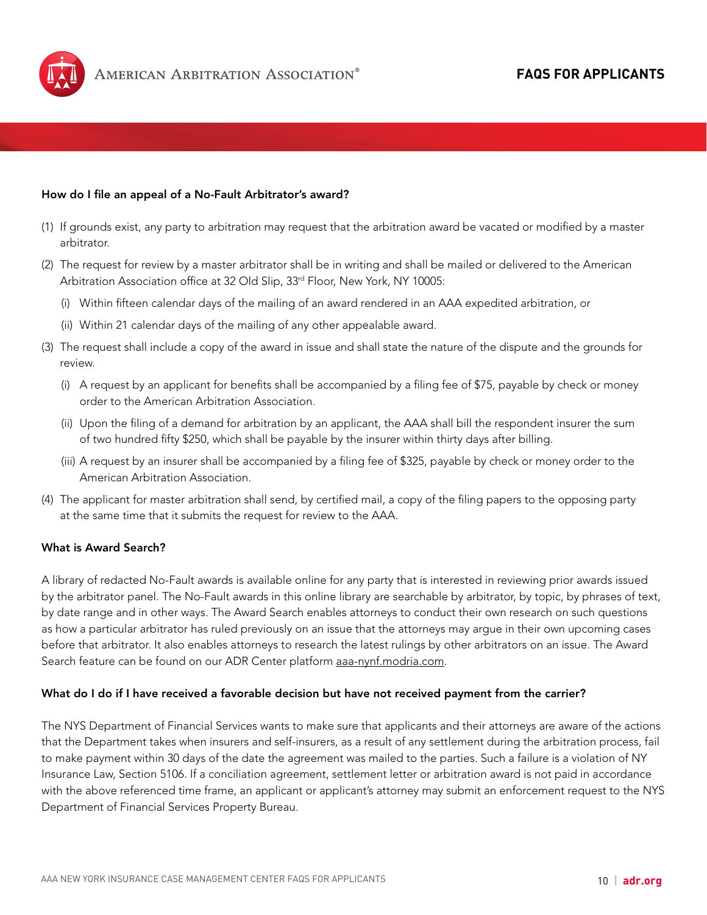### How do I file an appeal of a No-Fault Arbitrator's award?

(1) If grounds exist, any party to arbitration may request that the arbitration award be vacated or modified by a master arbitrator.

(2) The request for review by a master arbitrator shall be in writing and shall be mailed or delivered to the American Arbitration Association office at 32 Old Slip, 33rd Floor, New York, NY 10005:

   (i) Within fifteen calendar days of the mailing of an award rendered in an AAA expedited arbitration, or

   (ii) Within 21 calendar days of the mailing of any other appealable award.

(3) The request shall include a copy of the award in issue and shall state the nature of the dispute and the grounds for review.

   (i) A request by an applicant for benefits shall be accompanied by a filing fee of $75, payable by check or money order to the American Arbitration Association.

   (ii) Upon the filing of a demand for arbitration by an applicant, the AAA shall bill the respondent insurer the sum of two hundred fifty $250, which shall be payable by the insurer within thirty days after billing.

   (iii) A request by an insurer shall be accompanied by a filing fee of $325, payable by check or money order to the American Arbitration Association.

(4) The applicant for master arbitration shall send, by certified mail, a copy of the filing papers to the opposing party at the same time that it submits the request for review to the AAA.

### What is Award Search?

A library of redacted No-Fault awards is available online for any party that is interested in reviewing prior awards issued by the arbitrator panel. The No-Fault awards in this online library are searchable by arbitrator, by topic, by phrases of text, by date range and in other ways. The Award Search enables attorneys to conduct their own research on such questions as how a particular arbitrator has ruled previously on an issue that the attorneys may argue in their own upcoming cases before that arbitrator. It also enables attorneys to research the latest rulings by other arbitrators on an issue. The Award Search feature can be found on our ADR Center platform aaa-nynf.modria.com.

### What do I do if I have received a favorable decision but have not received payment from the carrier?

The NYS Department of Financial Services wants to make sure that applicants and their attorneys are aware of the actions that the Department takes when insurers and self-insurers, as a result of any settlement during the arbitration process, fail to make payment within 30 days of the date the agreement was mailed to the parties. Such a failure is a violation of NY Insurance Law, Section 5106. If a conciliation agreement, settlement letter or arbitration award is not paid in accordance with the above referenced time frame, an applicant or applicant's attorney may submit an enforcement request to the NYS Department of Financial Services Property Bureau.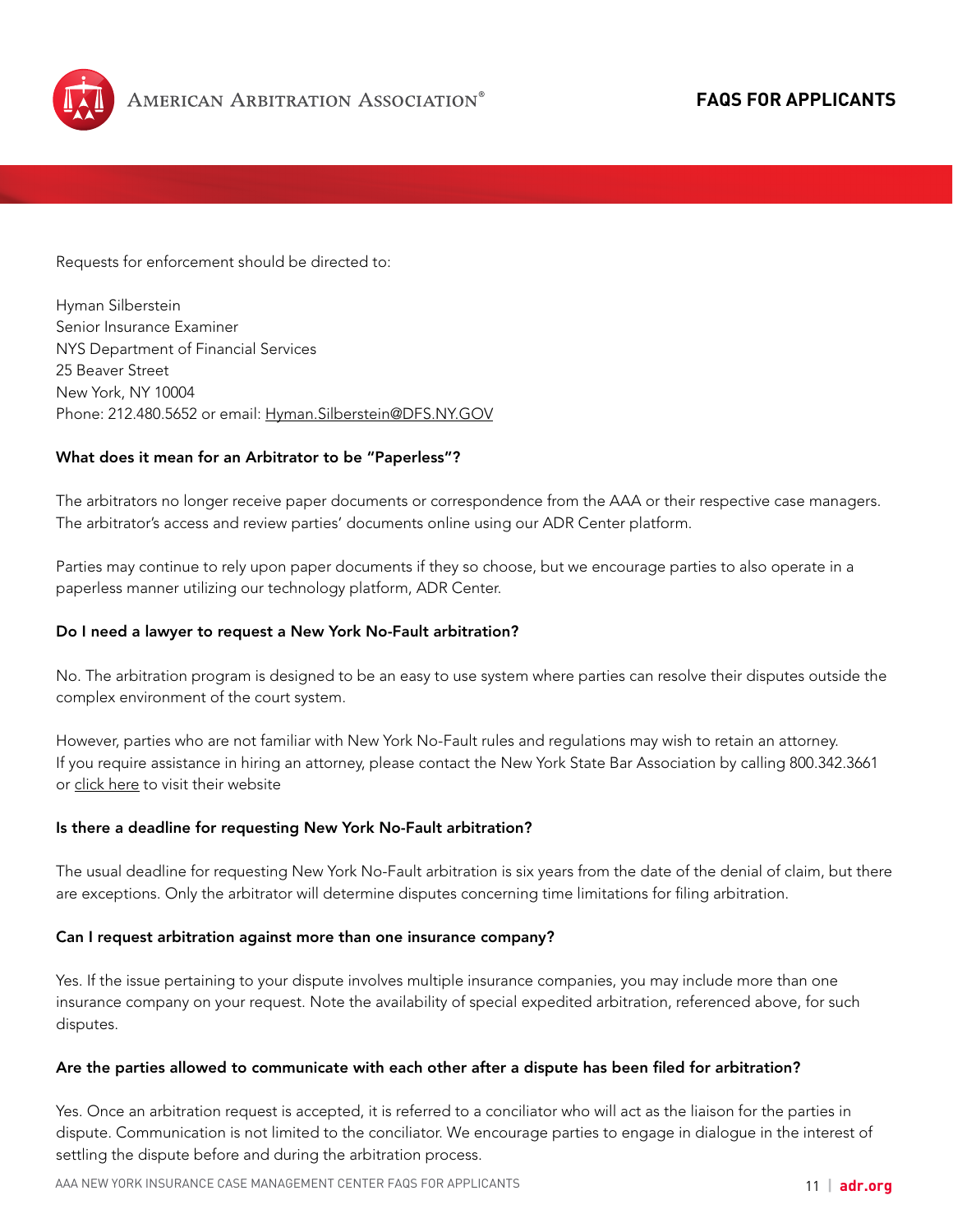Requests for enforcement should be directed to:

Hyman Silberstein
Senior Insurance Examiner
NYS Department of Financial Services
25 Beaver Street
New York, NY 10004
Phone: 212.480.5652 or email: Hyman.Silberstein@DFS.NY.GOV

**What does it mean for an Arbitrator to be "Paperless"?**

The arbitrators no longer receive paper documents or correspondence from the AAA or their respective case managers. The arbitrator's access and review parties' documents online using our ADR Center platform.

Parties may continue to rely upon paper documents if they so choose, but we encourage parties to also operate in a paperless manner utilizing our technology platform, ADR Center.

**Do I need a lawyer to request a New York No-Fault arbitration?**

No. The arbitration program is designed to be an easy to use system where parties can resolve their disputes outside the complex environment of the court system.

However, parties who are not familiar with New York No-Fault rules and regulations may wish to retain an attorney. If you require assistance in hiring an attorney, please contact the New York State Bar Association by calling 800.342.3661 or click here to visit their website

**Is there a deadline for requesting New York No-Fault arbitration?**

The usual deadline for requesting New York No-Fault arbitration is six years from the date of the denial of claim, but there are exceptions. Only the arbitrator will determine disputes concerning time limitations for filing arbitration.

**Can I request arbitration against more than one insurance company?**

Yes. If the issue pertaining to your dispute involves multiple insurance companies, you may include more than one insurance company on your request. Note the availability of special expedited arbitration, referenced above, for such disputes.

**Are the parties allowed to communicate with each other after a dispute has been filed for arbitration?**

Yes. Once an arbitration request is accepted, it is referred to a conciliator who will act as the liaison for the parties in dispute. Communication is not limited to the conciliator. We encourage parties to engage in dialogue in the interest of settling the dispute before and during the arbitration process.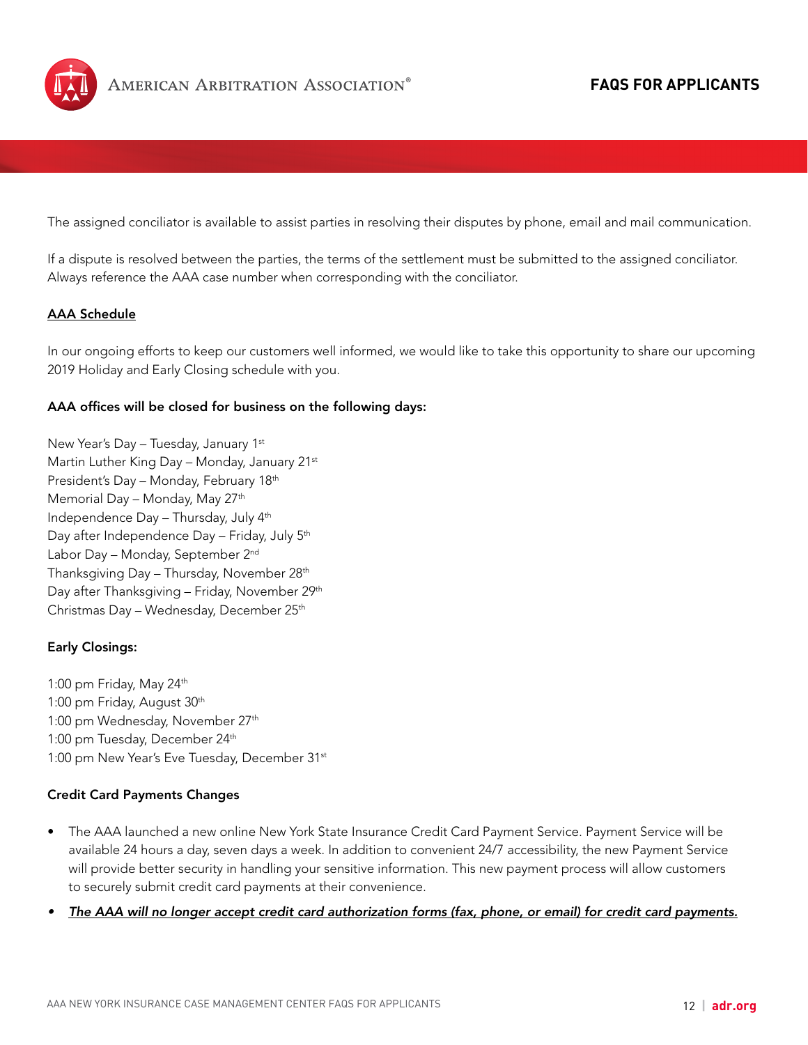The assigned conciliator is available to assist parties in resolving their disputes by phone, email and mail communication.

If a dispute is resolved between the parties, the terms of the settlement must be submitted to the assigned conciliator. Always reference the AAA case number when corresponding with the conciliator.

## AAA Schedule

In our ongoing efforts to keep our customers well informed, we would like to take this opportunity to share our upcoming 2019 Holiday and Early Closing schedule with you.

**AAA offices will be closed for business on the following days:**

New Year's Day – Tuesday, January 1st
Martin Luther King Day – Monday, January 21st
President's Day – Monday, February 18th
Memorial Day – Monday, May 27th
Independence Day – Thursday, July 4th
Day after Independence Day – Friday, July 5th
Labor Day – Monday, September 2nd
Thanksgiving Day – Thursday, November 28th
Day after Thanksgiving – Friday, November 29th
Christmas Day – Wednesday, December 25th

**Early Closings:**

1:00 pm Friday, May 24th
1:00 pm Friday, August 30th
1:00 pm Wednesday, November 27th
1:00 pm Tuesday, December 24th
1:00 pm New Year's Eve Tuesday, December 31st

**Credit Card Payments Changes**

- The AAA launched a new online New York State Insurance Credit Card Payment Service. Payment Service will be available 24 hours a day, seven days a week. In addition to convenient 24/7 accessibility, the new Payment Service will provide better security in handling your sensitive information. This new payment process will allow customers to securely submit credit card payments at their convenience.
- ***The AAA will no longer accept credit card authorization forms (fax, phone, or email) for credit card payments.***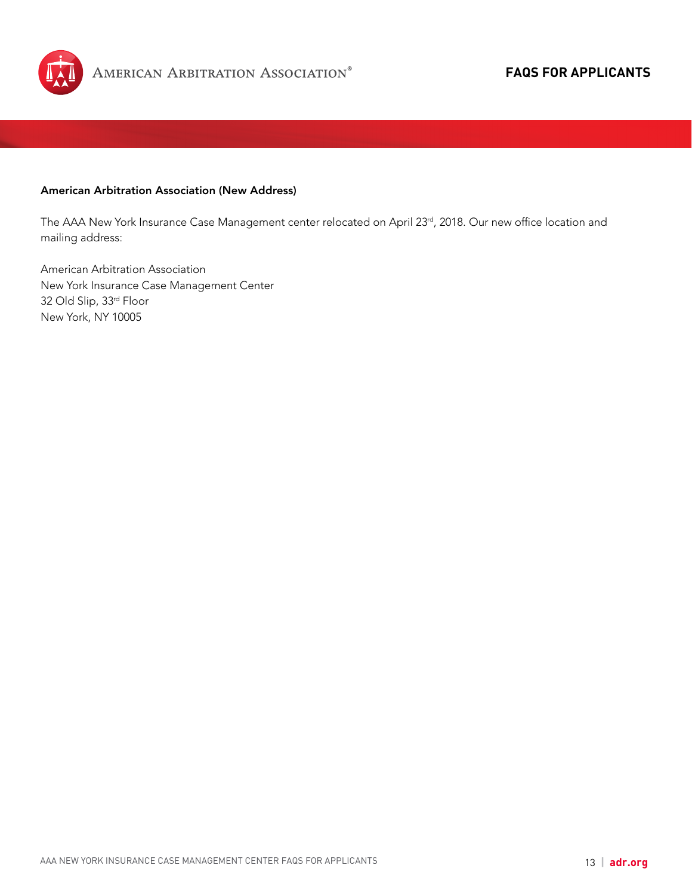**American Arbitration Association (New Address)**

The AAA New York Insurance Case Management center relocated on April 23rd, 2018. Our new office location and mailing address:

American Arbitration Association
New York Insurance Case Management Center
32 Old Slip, 33rd Floor
New York, NY 10005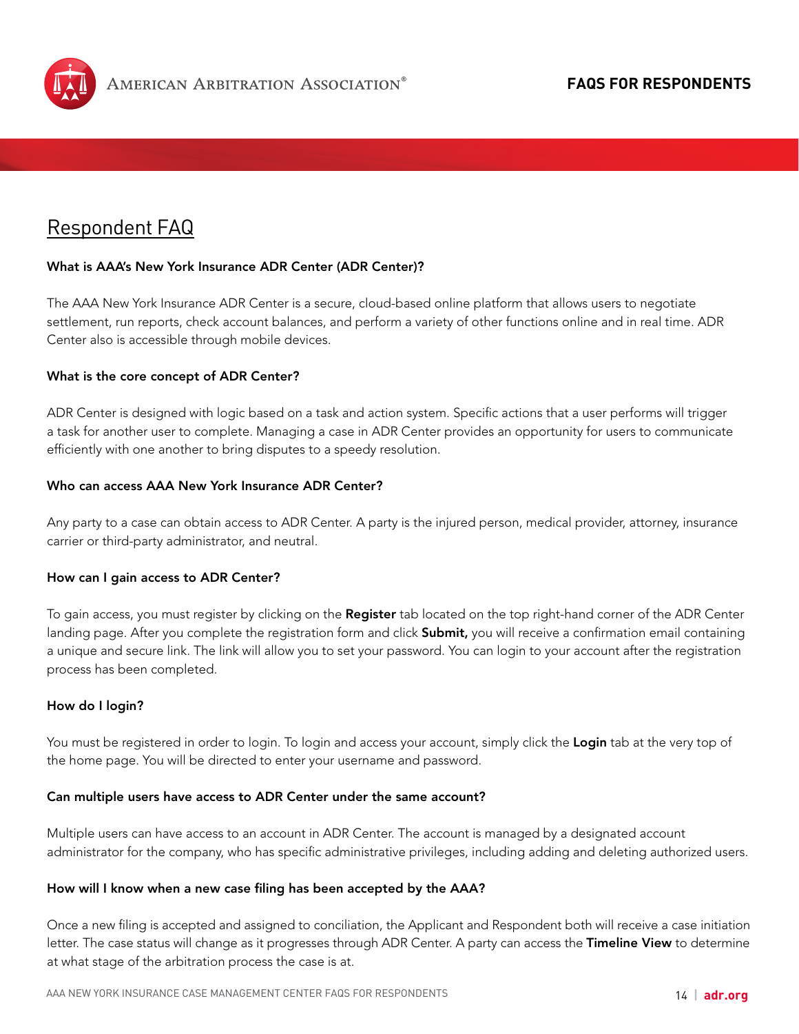## Respondent FAQ

**What is AAA's New York Insurance ADR Center (ADR Center)?**

The AAA New York Insurance ADR Center is a secure, cloud-based online platform that allows users to negotiate settlement, run reports, check account balances, and perform a variety of other functions online and in real time. ADR Center also is accessible through mobile devices.

**What is the core concept of ADR Center?**

ADR Center is designed with logic based on a task and action system. Specific actions that a user performs will trigger a task for another user to complete. Managing a case in ADR Center provides an opportunity for users to communicate efficiently with one another to bring disputes to a speedy resolution.

**Who can access AAA New York Insurance ADR Center?**

Any party to a case can obtain access to ADR Center. A party is the injured person, medical provider, attorney, insurance carrier or third-party administrator, and neutral.

**How can I gain access to ADR Center?**

To gain access, you must register by clicking on the **Register** tab located on the top right-hand corner of the ADR Center landing page. After you complete the registration form and click **Submit,** you will receive a confirmation email containing a unique and secure link. The link will allow you to set your password. You can login to your account after the registration process has been completed.

**How do I login?**

You must be registered in order to login. To login and access your account, simply click the **Login** tab at the very top of the home page. You will be directed to enter your username and password.

**Can multiple users have access to ADR Center under the same account?**

Multiple users can have access to an account in ADR Center. The account is managed by a designated account administrator for the company, who has specific administrative privileges, including adding and deleting authorized users.

**How will I know when a new case filing has been accepted by the AAA?**

Once a new filing is accepted and assigned to conciliation, the Applicant and Respondent both will receive a case initiation letter. The case status will change as it progresses through ADR Center. A party can access the **Timeline View** to determine at what stage of the arbitration process the case is at.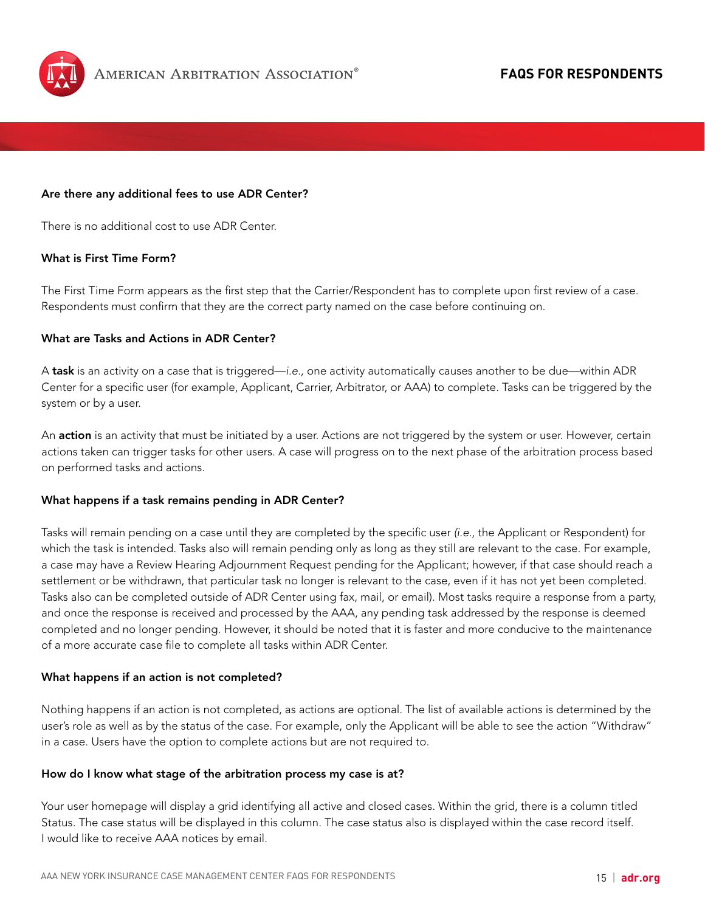**Are there any additional fees to use ADR Center?**

There is no additional cost to use ADR Center.

**What is First Time Form?**

The First Time Form appears as the first step that the Carrier/Respondent has to complete upon first review of a case. Respondents must confirm that they are the correct party named on the case before continuing on.

**What are Tasks and Actions in ADR Center?**

A **task** is an activity on a case that is triggered—*i.e.*, one activity automatically causes another to be due—within ADR Center for a specific user (for example, Applicant, Carrier, Arbitrator, or AAA) to complete. Tasks can be triggered by the system or by a user.

An **action** is an activity that must be initiated by a user. Actions are not triggered by the system or user. However, certain actions taken can trigger tasks for other users. A case will progress on to the next phase of the arbitration process based on performed tasks and actions.

**What happens if a task remains pending in ADR Center?**

Tasks will remain pending on a case until they are completed by the specific user (*i.e.*, the Applicant or Respondent) for which the task is intended. Tasks also will remain pending only as long as they still are relevant to the case. For example, a case may have a Review Hearing Adjournment Request pending for the Applicant; however, if that case should reach a settlement or be withdrawn, that particular task no longer is relevant to the case, even if it has not yet been completed. Tasks also can be completed outside of ADR Center using fax, mail, or email). Most tasks require a response from a party, and once the response is received and processed by the AAA, any pending task addressed by the response is deemed completed and no longer pending. However, it should be noted that it is faster and more conducive to the maintenance of a more accurate case file to complete all tasks within ADR Center.

**What happens if an action is not completed?**

Nothing happens if an action is not completed, as actions are optional. The list of available actions is determined by the user's role as well as by the status of the case. For example, only the Applicant will be able to see the action "Withdraw" in a case. Users have the option to complete actions but are not required to.

**How do I know what stage of the arbitration process my case is at?**

Your user homepage will display a grid identifying all active and closed cases. Within the grid, there is a column titled Status. The case status will be displayed in this column. The case status also is displayed within the case record itself. I would like to receive AAA notices by email.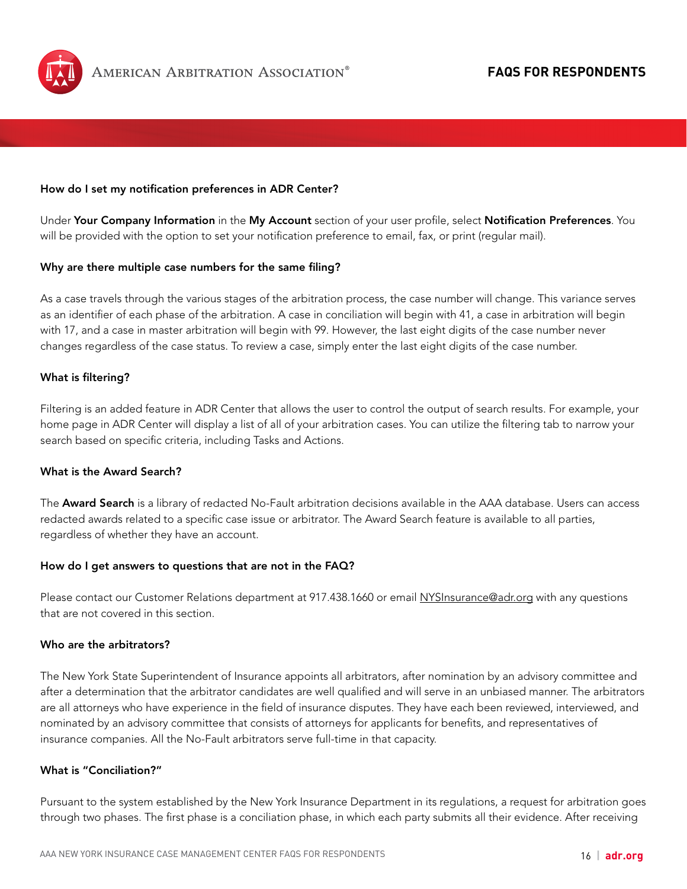**How do I set my notification preferences in ADR Center?**

Under **Your Company Information** in the **My Account** section of your user profile, select **Notification Preferences**. You will be provided with the option to set your notification preference to email, fax, or print (regular mail).

**Why are there multiple case numbers for the same filing?**

As a case travels through the various stages of the arbitration process, the case number will change. This variance serves as an identifier of each phase of the arbitration. A case in conciliation will begin with 41, a case in arbitration will begin with 17, and a case in master arbitration will begin with 99. However, the last eight digits of the case number never changes regardless of the case status. To review a case, simply enter the last eight digits of the case number.

**What is filtering?**

Filtering is an added feature in ADR Center that allows the user to control the output of search results. For example, your home page in ADR Center will display a list of all of your arbitration cases. You can utilize the filtering tab to narrow your search based on specific criteria, including Tasks and Actions.

**What is the Award Search?**

The **Award Search** is a library of redacted No-Fault arbitration decisions available in the AAA database. Users can access redacted awards related to a specific case issue or arbitrator. The Award Search feature is available to all parties, regardless of whether they have an account.

**How do I get answers to questions that are not in the FAQ?**

Please contact our Customer Relations department at 917.438.1660 or email NYSInsurance@adr.org with any questions that are not covered in this section.

**Who are the arbitrators?**

The New York State Superintendent of Insurance appoints all arbitrators, after nomination by an advisory committee and after a determination that the arbitrator candidates are well qualified and will serve in an unbiased manner. The arbitrators are all attorneys who have experience in the field of insurance disputes. They have each been reviewed, interviewed, and nominated by an advisory committee that consists of attorneys for applicants for benefits, and representatives of insurance companies. All the No-Fault arbitrators serve full-time in that capacity.

**What is "Conciliation?"**

Pursuant to the system established by the New York Insurance Department in its regulations, a request for arbitration goes through two phases. The first phase is a conciliation phase, in which each party submits all their evidence. After receiving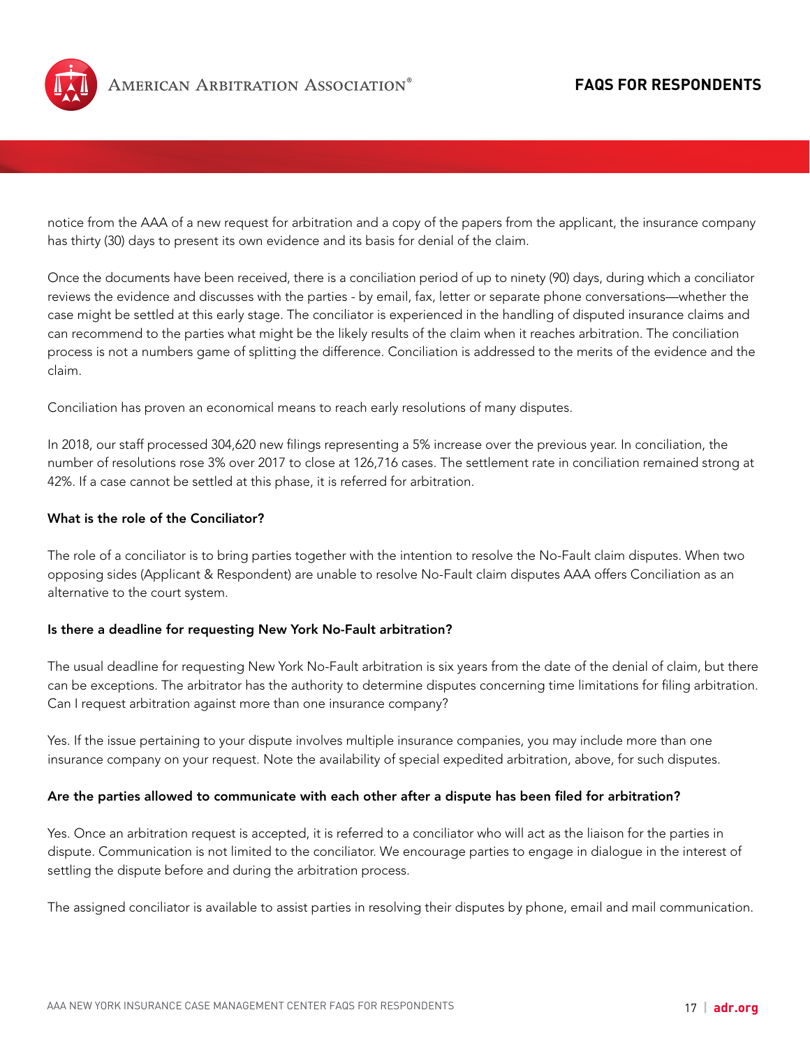notice from the AAA of a new request for arbitration and a copy of the papers from the applicant, the insurance company has thirty (30) days to present its own evidence and its basis for denial of the claim.

Once the documents have been received, there is a conciliation period of up to ninety (90) days, during which a conciliator reviews the evidence and discusses with the parties - by email, fax, letter or separate phone conversations—whether the case might be settled at this early stage. The conciliator is experienced in the handling of disputed insurance claims and can recommend to the parties what might be the likely results of the claim when it reaches arbitration. The conciliation process is not a numbers game of splitting the difference. Conciliation is addressed to the merits of the evidence and the claim.

Conciliation has proven an economical means to reach early resolutions of many disputes.

In 2018, our staff processed 304,620 new filings representing a 5% increase over the previous year. In conciliation, the number of resolutions rose 3% over 2017 to close at 126,716 cases. The settlement rate in conciliation remained strong at 42%. If a case cannot be settled at this phase, it is referred for arbitration.

**What is the role of the Conciliator?**

The role of a conciliator is to bring parties together with the intention to resolve the No-Fault claim disputes. When two opposing sides (Applicant & Respondent) are unable to resolve No-Fault claim disputes AAA offers Conciliation as an alternative to the court system.

**Is there a deadline for requesting New York No-Fault arbitration?**

The usual deadline for requesting New York No-Fault arbitration is six years from the date of the denial of claim, but there can be exceptions. The arbitrator has the authority to determine disputes concerning time limitations for filing arbitration. Can I request arbitration against more than one insurance company?

Yes. If the issue pertaining to your dispute involves multiple insurance companies, you may include more than one insurance company on your request. Note the availability of special expedited arbitration, above, for such disputes.

**Are the parties allowed to communicate with each other after a dispute has been filed for arbitration?**

Yes. Once an arbitration request is accepted, it is referred to a conciliator who will act as the liaison for the parties in dispute. Communication is not limited to the conciliator. We encourage parties to engage in dialogue in the interest of settling the dispute before and during the arbitration process.

The assigned conciliator is available to assist parties in resolving their disputes by phone, email and mail communication.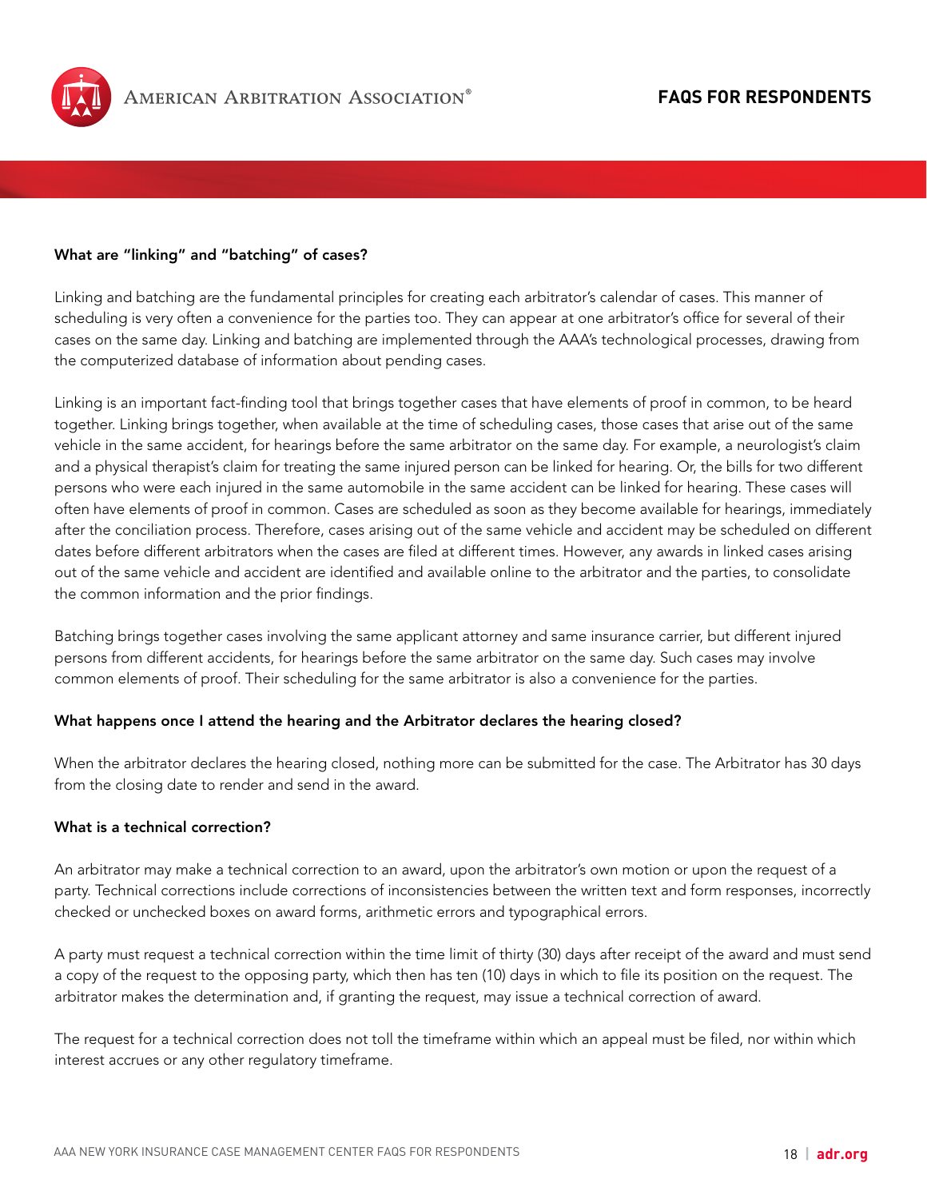### What are "linking" and "batching" of cases?

Linking and batching are the fundamental principles for creating each arbitrator's calendar of cases. This manner of scheduling is very often a convenience for the parties too. They can appear at one arbitrator's office for several of their cases on the same day. Linking and batching are implemented through the AAA's technological processes, drawing from the computerized database of information about pending cases.

Linking is an important fact-finding tool that brings together cases that have elements of proof in common, to be heard together. Linking brings together, when available at the time of scheduling cases, those cases that arise out of the same vehicle in the same accident, for hearings before the same arbitrator on the same day. For example, a neurologist's claim and a physical therapist's claim for treating the same injured person can be linked for hearing. Or, the bills for two different persons who were each injured in the same automobile in the same accident can be linked for hearing. These cases will often have elements of proof in common. Cases are scheduled as soon as they become available for hearings, immediately after the conciliation process. Therefore, cases arising out of the same vehicle and accident may be scheduled on different dates before different arbitrators when the cases are filed at different times. However, any awards in linked cases arising out of the same vehicle and accident are identified and available online to the arbitrator and the parties, to consolidate the common information and the prior findings.

Batching brings together cases involving the same applicant attorney and same insurance carrier, but different injured persons from different accidents, for hearings before the same arbitrator on the same day. Such cases may involve common elements of proof. Their scheduling for the same arbitrator is also a convenience for the parties.

### What happens once I attend the hearing and the Arbitrator declares the hearing closed?

When the arbitrator declares the hearing closed, nothing more can be submitted for the case. The Arbitrator has 30 days from the closing date to render and send in the award.

### What is a technical correction?

An arbitrator may make a technical correction to an award, upon the arbitrator's own motion or upon the request of a party. Technical corrections include corrections of inconsistencies between the written text and form responses, incorrectly checked or unchecked boxes on award forms, arithmetic errors and typographical errors.

A party must request a technical correction within the time limit of thirty (30) days after receipt of the award and must send a copy of the request to the opposing party, which then has ten (10) days in which to file its position on the request. The arbitrator makes the determination and, if granting the request, may issue a technical correction of award.

The request for a technical correction does not toll the timeframe within which an appeal must be filed, nor within which interest accrues or any other regulatory timeframe.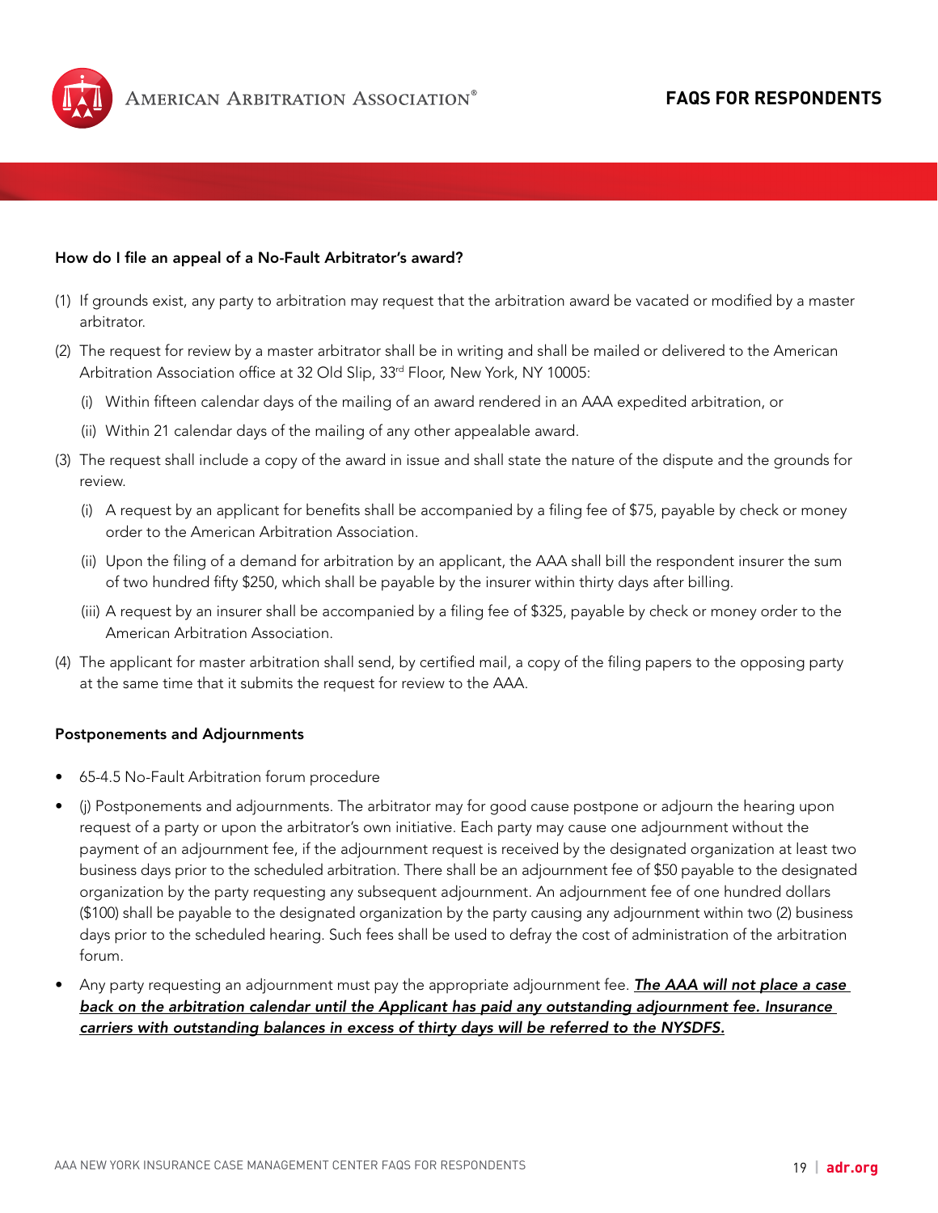**How do I file an appeal of a No-Fault Arbitrator's award?**

(1) If grounds exist, any party to arbitration may request that the arbitration award be vacated or modified by a master arbitrator.

(2) The request for review by a master arbitrator shall be in writing and shall be mailed or delivered to the American Arbitration Association office at 32 Old Slip, 33rd Floor, New York, NY 10005:

   (i) Within fifteen calendar days of the mailing of an award rendered in an AAA expedited arbitration, or

   (ii) Within 21 calendar days of the mailing of any other appealable award.

(3) The request shall include a copy of the award in issue and shall state the nature of the dispute and the grounds for review.

   (i) A request by an applicant for benefits shall be accompanied by a filing fee of $75, payable by check or money order to the American Arbitration Association.

   (ii) Upon the filing of a demand for arbitration by an applicant, the AAA shall bill the respondent insurer the sum of two hundred fifty $250, which shall be payable by the insurer within thirty days after billing.

   (iii) A request by an insurer shall be accompanied by a filing fee of $325, payable by check or money order to the American Arbitration Association.

(4) The applicant for master arbitration shall send, by certified mail, a copy of the filing papers to the opposing party at the same time that it submits the request for review to the AAA.

**Postponements and Adjournments**

- 65-4.5 No-Fault Arbitration forum procedure
- (j) Postponements and adjournments. The arbitrator may for good cause postpone or adjourn the hearing upon request of a party or upon the arbitrator's own initiative. Each party may cause one adjournment without the payment of an adjournment fee, if the adjournment request is received by the designated organization at least two business days prior to the scheduled arbitration. There shall be an adjournment fee of $50 payable to the designated organization by the party requesting any subsequent adjournment. An adjournment fee of one hundred dollars ($100) shall be payable to the designated organization by the party causing any adjournment within two (2) business days prior to the scheduled hearing. Such fees shall be used to defray the cost of administration of the arbitration forum.
- Any party requesting an adjournment must pay the appropriate adjournment fee. ***The AAA will not place a case back on the arbitration calendar until the Applicant has paid any outstanding adjournment fee. Insurance carriers with outstanding balances in excess of thirty days will be referred to the NYSDFS.***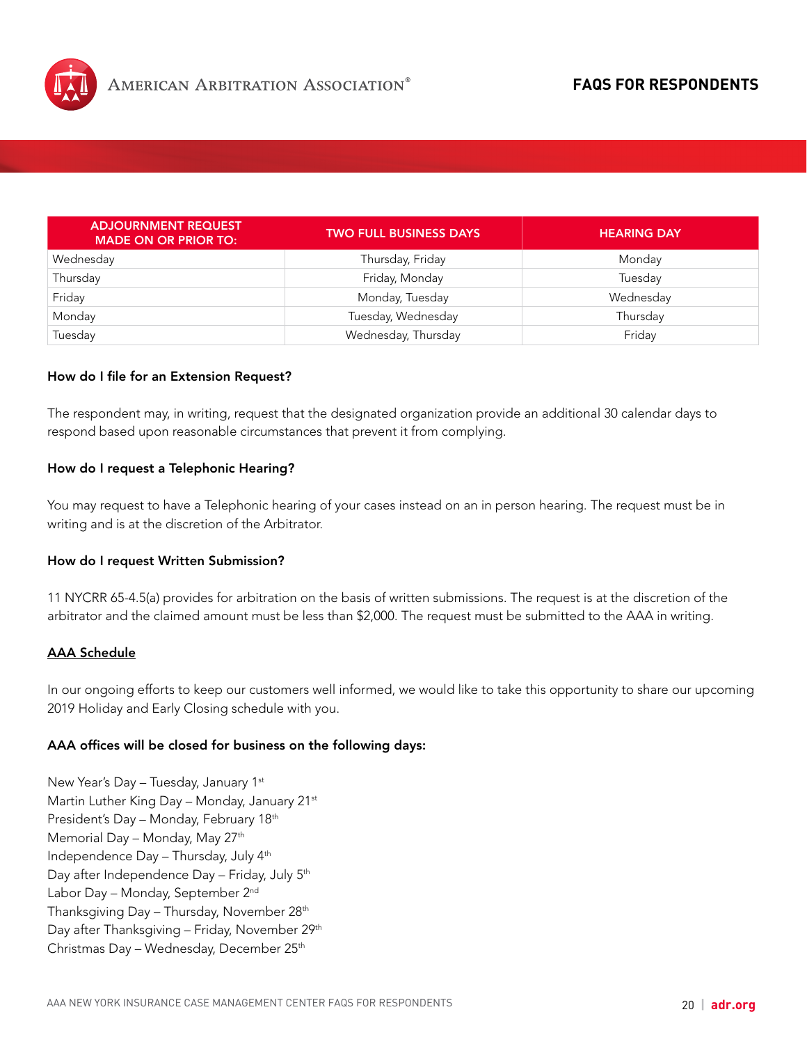| ADJOURNMENT REQUEST MADE ON OR PRIOR TO: | TWO FULL BUSINESS DAYS | HEARING DAY |
| --- | --- | --- |
| Wednesday | Thursday, Friday | Monday |
| Thursday | Friday, Monday | Tuesday |
| Friday | Monday, Tuesday | Wednesday |
| Monday | Tuesday, Wednesday | Thursday |
| Tuesday | Wednesday, Thursday | Friday |

**How do I file for an Extension Request?**

The respondent may, in writing, request that the designated organization provide an additional 30 calendar days to respond based upon reasonable circumstances that prevent it from complying.

**How do I request a Telephonic Hearing?**

You may request to have a Telephonic hearing of your cases instead on an in person hearing. The request must be in writing and is at the discretion of the Arbitrator.

**How do I request Written Submission?**

11 NYCRR 65-4.5(a) provides for arbitration on the basis of written submissions. The request is at the discretion of the arbitrator and the claimed amount must be less than $2,000. The request must be submitted to the AAA in writing.

## AAA Schedule

In our ongoing efforts to keep our customers well informed, we would like to take this opportunity to share our upcoming 2019 Holiday and Early Closing schedule with you.

**AAA offices will be closed for business on the following days:**

New Year's Day – Tuesday, January 1st
Martin Luther King Day – Monday, January 21st
President's Day – Monday, February 18th
Memorial Day – Monday, May 27th
Independence Day – Thursday, July 4th
Day after Independence Day – Friday, July 5th
Labor Day – Monday, September 2nd
Thanksgiving Day – Thursday, November 28th
Day after Thanksgiving – Friday, November 29th
Christmas Day – Wednesday, December 25th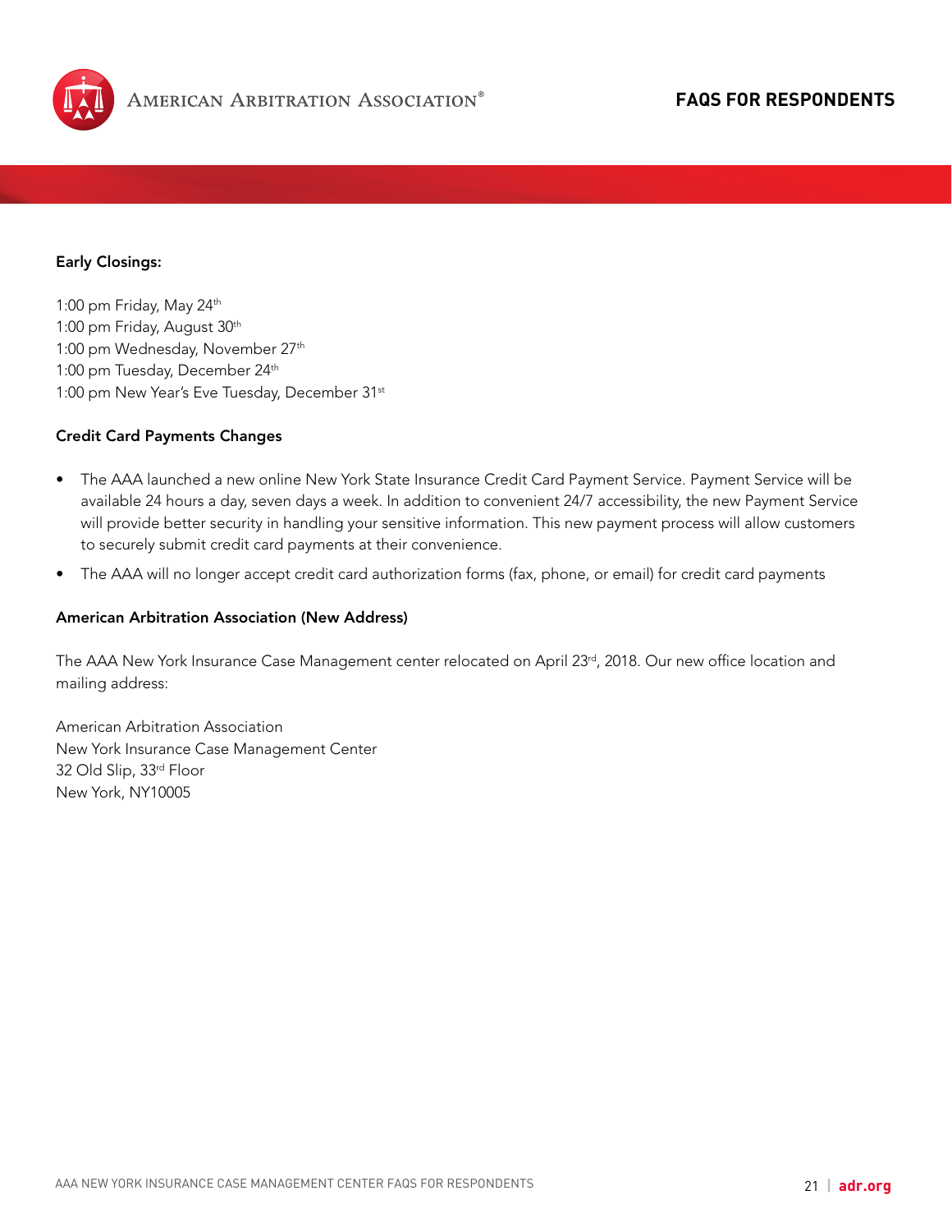**Early Closings:**

1:00 pm Friday, May 24th
1:00 pm Friday, August 30th
1:00 pm Wednesday, November 27th
1:00 pm Tuesday, December 24th
1:00 pm New Year's Eve Tuesday, December 31st

**Credit Card Payments Changes**

- The AAA launched a new online New York State Insurance Credit Card Payment Service. Payment Service will be available 24 hours a day, seven days a week. In addition to convenient 24/7 accessibility, the new Payment Service will provide better security in handling your sensitive information. This new payment process will allow customers to securely submit credit card payments at their convenience.
- The AAA will no longer accept credit card authorization forms (fax, phone, or email) for credit card payments

**American Arbitration Association (New Address)**

The AAA New York Insurance Case Management center relocated on April 23rd, 2018. Our new office location and mailing address:

American Arbitration Association
New York Insurance Case Management Center
32 Old Slip, 33rd Floor
New York, NY10005